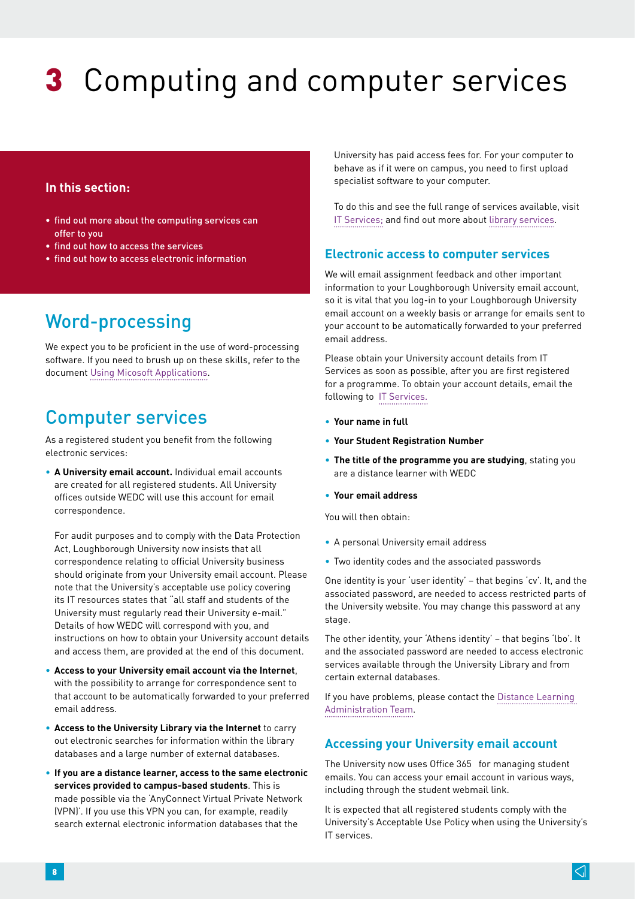# 3 Computing and computer services

**In this section:**

- find out more about the computing services can offer to you
- find out how to access the services
- find out how to access electronic information

## Word-processing

We expect you to be proficient in the use of word-processing software. If you need to brush up on these skills, refer to the document Using Micosoft Applications.

## Computer services

As a registered student you benefit from the following electronic services:

- **A University email account.** Individual email accounts are created for all registered students. All University offices outside WEDC will use this account for email correspondence.

  For audit purposes and to comply with the Data Protection Act, Loughborough University now insists that all correspondence relating to official University business should originate from your University email account. Please note that the University's acceptable use policy covering its IT resources states that "all staff and students of the University must regularly read their University e-mail." Details of how WEDC will correspond with you, and instructions on how to obtain your University account details and access them, are provided at the end of this document.

- **Access to your University email account via the Internet**, with the possibility to arrange for correspondence sent to that account to be automatically forwarded to your preferred email address.
- **Access to the University Library via the Internet** to carry out electronic searches for information within the library databases and a large number of external databases.
- **If you are a distance learner, access to the same electronic services provided to campus-based students**. This is made possible via the 'AnyConnect Virtual Private Network (VPN)'. If you use this VPN you can, for example, readily search external electronic information databases that the University has paid access fees for. For your computer to behave as if it were on campus, you need to first upload specialist software to your computer.

  To do this and see the full range of services available, visit IT Services; and find out more about library services.

### Electronic access to computer services

We will email assignment feedback and other important information to your Loughborough University email account, so it is vital that you log-in to your Loughborough University email account on a weekly basis or arrange for emails sent to your account to be automatically forwarded to your preferred email address.

Please obtain your University account details from IT Services as soon as possible, after you are first registered for a programme. To obtain your account details, email the following to IT Services.

- **Your name in full**
- **Your Student Registration Number**
- **The title of the programme you are studying**, stating you are a distance learner with WEDC
- **Your email address**

You will then obtain:

- A personal University email address
- Two identity codes and the associated passwords

One identity is your 'user identity' – that begins 'cv'. It, and the associated password, are needed to access restricted parts of the University website. You may change this password at any stage.

The other identity, your 'Athens identity' – that begins 'lbo'. It and the associated password are needed to access electronic services available through the University Library and from certain external databases.

If you have problems, please contact the Distance Learning Administration Team.

### Accessing your University email account

The University now uses Office 365 for managing student emails. You can access your email account in various ways, including through the student webmail link.

It is expected that all registered students comply with the University's Acceptable Use Policy when using the University's IT services.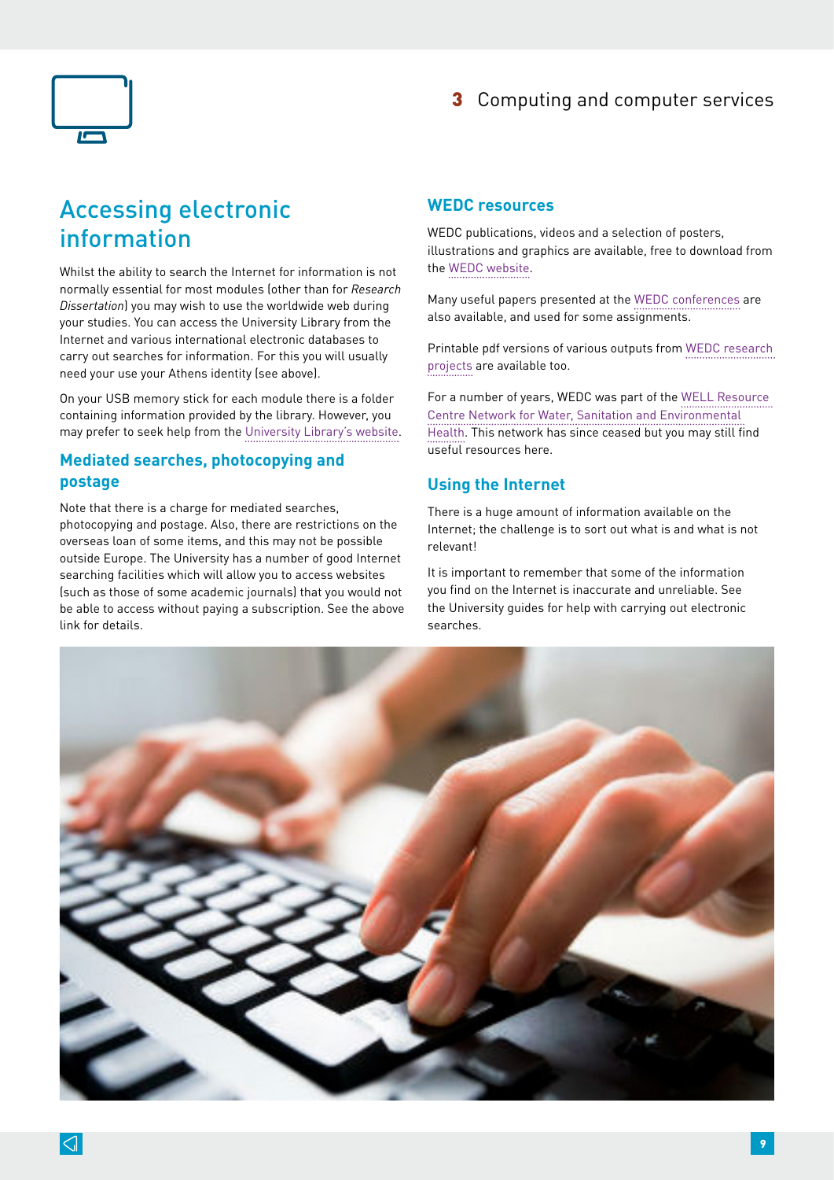## Accessing electronic information

Whilst the ability to search the Internet for information is not normally essential for most modules (other than for *Research Dissertation*) you may wish to use the worldwide web during your studies. You can access the University Library from the Internet and various international electronic databases to carry out searches for information. For this you will usually need your use your Athens identity (see above).

On your USB memory stick for each module there is a folder containing information provided by the library. However, you may prefer to seek help from the University Library's website.

### Mediated searches, photocopying and postage

Note that there is a charge for mediated searches, photocopying and postage. Also, there are restrictions on the overseas loan of some items, and this may not be possible outside Europe. The University has a number of good Internet searching facilities which will allow you to access websites (such as those of some academic journals) that you would not be able to access without paying a subscription. See the above link for details.

### WEDC resources

WEDC publications, videos and a selection of posters, illustrations and graphics are available, free to download from the WEDC website.

Many useful papers presented at the WEDC conferences are also available, and used for some assignments.

Printable pdf versions of various outputs from WEDC research projects are available too.

For a number of years, WEDC was part of the WELL Resource Centre Network for Water, Sanitation and Environmental Health. This network has since ceased but you may still find useful resources here.

### Using the Internet

There is a huge amount of information available on the Internet; the challenge is to sort out what is and what is not relevant!

It is important to remember that some of the information you find on the Internet is inaccurate and unreliable. See the University guides for help with carrying out electronic searches.